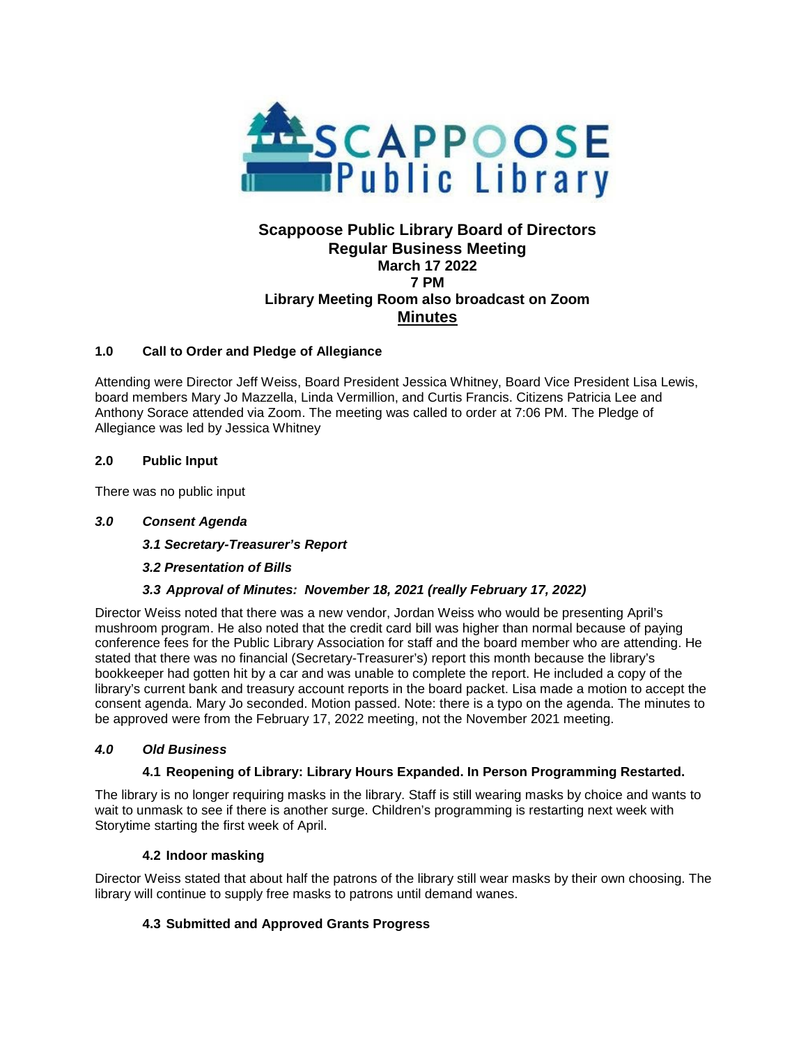# Scappoose Public Library Board of Directors
## Regular Business Meeting
### March 17 2022
### 7 PM
### Library Meeting Room also broadcast on Zoom
### <u>Minutes</u>

**1.0 Call to Order and Pledge of Allegiance**

Attending were Director Jeff Weiss, Board President Jessica Whitney, Board Vice President Lisa Lewis, board members Mary Jo Mazzella, Linda Vermillion, and Curtis Francis. Citizens Patricia Lee and Anthony Sorace attended via Zoom. The meeting was called to order at 7:06 PM. The Pledge of Allegiance was led by Jessica Whitney

**2.0 Public Input**

There was no public input

***3.0 Consent Agenda***

***3.1 Secretary-Treasurer's Report***

***3.2 Presentation of Bills***

***3.3 Approval of Minutes: November 18, 2021 (really February 17, 2022)***

Director Weiss noted that there was a new vendor, Jordan Weiss who would be presenting April's mushroom program. He also noted that the credit card bill was higher than normal because of paying conference fees for the Public Library Association for staff and the board member who are attending. He stated that there was no financial (Secretary-Treasurer's) report this month because the library's bookkeeper had gotten hit by a car and was unable to complete the report. He included a copy of the library's current bank and treasury account reports in the board packet. Lisa made a motion to accept the consent agenda. Mary Jo seconded. Motion passed. Note: there is a typo on the agenda. The minutes to be approved were from the February 17, 2022 meeting, not the November 2021 meeting.

***4.0 Old Business***

**4.1 Reopening of Library: Library Hours Expanded. In Person Programming Restarted.**

The library is no longer requiring masks in the library. Staff is still wearing masks by choice and wants to wait to unmask to see if there is another surge. Children's programming is restarting next week with Storytime starting the first week of April.

**4.2 Indoor masking**

Director Weiss stated that about half the patrons of the library still wear masks by their own choosing. The library will continue to supply free masks to patrons until demand wanes.

**4.3 Submitted and Approved Grants Progress**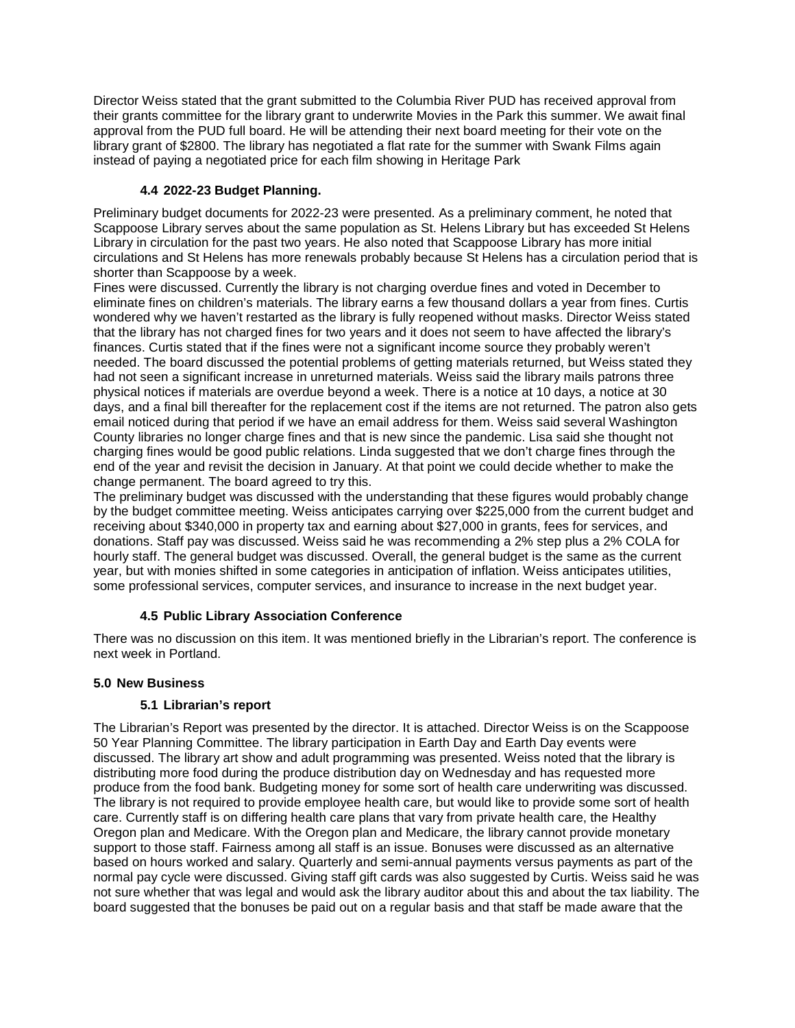Director Weiss stated that the grant submitted to the Columbia River PUD has received approval from their grants committee for the library grant to underwrite Movies in the Park this summer. We await final approval from the PUD full board. He will be attending their next board meeting for their vote on the library grant of $2800. The library has negotiated a flat rate for the summer with Swank Films again instead of paying a negotiated price for each film showing in Heritage Park

### 4.4 2022-23 Budget Planning.

Preliminary budget documents for 2022-23 were presented. As a preliminary comment, he noted that Scappoose Library serves about the same population as St. Helens Library but has exceeded St Helens Library in circulation for the past two years. He also noted that Scappoose Library has more initial circulations and St Helens has more renewals probably because St Helens has a circulation period that is shorter than Scappoose by a week.

Fines were discussed. Currently the library is not charging overdue fines and voted in December to eliminate fines on children's materials. The library earns a few thousand dollars a year from fines. Curtis wondered why we haven't restarted as the library is fully reopened without masks. Director Weiss stated that the library has not charged fines for two years and it does not seem to have affected the library's finances. Curtis stated that if the fines were not a significant income source they probably weren't needed. The board discussed the potential problems of getting materials returned, but Weiss stated they had not seen a significant increase in unreturned materials. Weiss said the library mails patrons three physical notices if materials are overdue beyond a week. There is a notice at 10 days, a notice at 30 days, and a final bill thereafter for the replacement cost if the items are not returned. The patron also gets email noticed during that period if we have an email address for them. Weiss said several Washington County libraries no longer charge fines and that is new since the pandemic. Lisa said she thought not charging fines would be good public relations. Linda suggested that we don't charge fines through the end of the year and revisit the decision in January. At that point we could decide whether to make the change permanent. The board agreed to try this.

The preliminary budget was discussed with the understanding that these figures would probably change by the budget committee meeting. Weiss anticipates carrying over $225,000 from the current budget and receiving about $340,000 in property tax and earning about $27,000 in grants, fees for services, and donations. Staff pay was discussed. Weiss said he was recommending a 2% step plus a 2% COLA for hourly staff. The general budget was discussed. Overall, the general budget is the same as the current year, but with monies shifted in some categories in anticipation of inflation. Weiss anticipates utilities, some professional services, computer services, and insurance to increase in the next budget year.

### 4.5 Public Library Association Conference

There was no discussion on this item. It was mentioned briefly in the Librarian's report. The conference is next week in Portland.

## 5.0 New Business

### 5.1 Librarian's report

The Librarian's Report was presented by the director. It is attached. Director Weiss is on the Scappoose 50 Year Planning Committee. The library participation in Earth Day and Earth Day events were discussed. The library art show and adult programming was presented. Weiss noted that the library is distributing more food during the produce distribution day on Wednesday and has requested more produce from the food bank. Budgeting money for some sort of health care underwriting was discussed. The library is not required to provide employee health care, but would like to provide some sort of health care. Currently staff is on differing health care plans that vary from private health care, the Healthy Oregon plan and Medicare. With the Oregon plan and Medicare, the library cannot provide monetary support to those staff. Fairness among all staff is an issue. Bonuses were discussed as an alternative based on hours worked and salary. Quarterly and semi-annual payments versus payments as part of the normal pay cycle were discussed. Giving staff gift cards was also suggested by Curtis. Weiss said he was not sure whether that was legal and would ask the library auditor about this and about the tax liability. The board suggested that the bonuses be paid out on a regular basis and that staff be made aware that the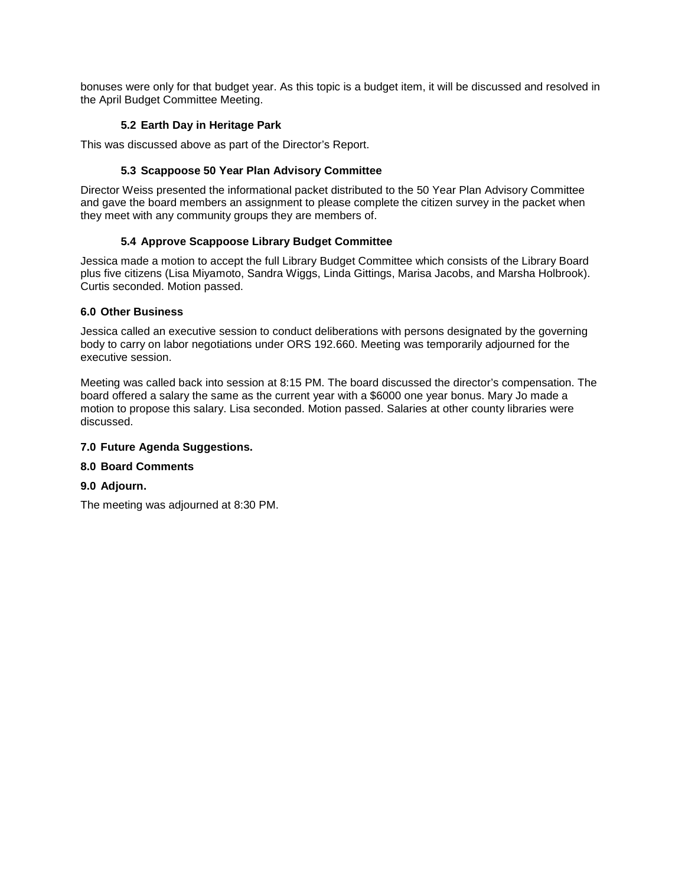bonuses were only for that budget year. As this topic is a budget item, it will be discussed and resolved in the April Budget Committee Meeting.

### 5.2 Earth Day in Heritage Park

This was discussed above as part of the Director's Report.

### 5.3 Scappoose 50 Year Plan Advisory Committee

Director Weiss presented the informational packet distributed to the 50 Year Plan Advisory Committee and gave the board members an assignment to please complete the citizen survey in the packet when they meet with any community groups they are members of.

### 5.4 Approve Scappoose Library Budget Committee

Jessica made a motion to accept the full Library Budget Committee which consists of the Library Board plus five citizens (Lisa Miyamoto, Sandra Wiggs, Linda Gittings, Marisa Jacobs, and Marsha Holbrook). Curtis seconded. Motion passed.

## 6.0 Other Business

Jessica called an executive session to conduct deliberations with persons designated by the governing body to carry on labor negotiations under ORS 192.660. Meeting was temporarily adjourned for the executive session.

Meeting was called back into session at 8:15 PM. The board discussed the director's compensation. The board offered a salary the same as the current year with a $6000 one year bonus. Mary Jo made a motion to propose this salary. Lisa seconded. Motion passed. Salaries at other county libraries were discussed.

## 7.0 Future Agenda Suggestions.

## 8.0 Board Comments

## 9.0 Adjourn.

The meeting was adjourned at 8:30 PM.